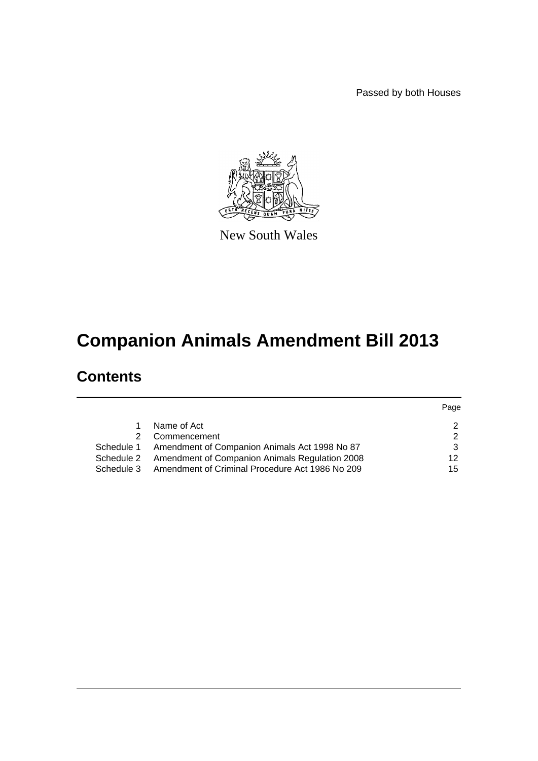Passed by both Houses

New South Wales

# Companion Animals Amendment Bill 2013

## Contents

| | | Page |
|---|---|---|
| 1 | Name of Act | 2 |
| 2 | Commencement | 2 |
| Schedule 1 | Amendment of Companion Animals Act 1998 No 87 | 3 |
| Schedule 2 | Amendment of Companion Animals Regulation 2008 | 12 |
| Schedule 3 | Amendment of Criminal Procedure Act 1986 No 209 | 15 |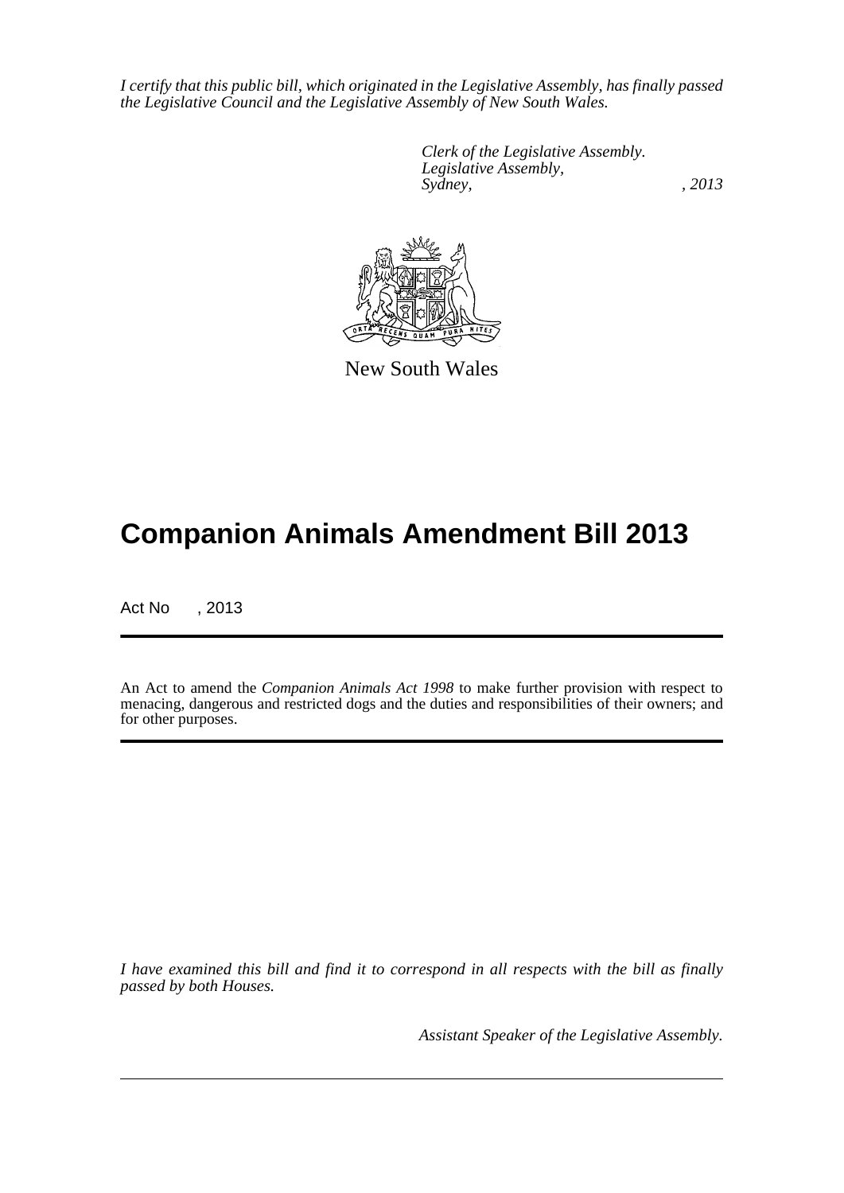*I certify that this public bill, which originated in the Legislative Assembly, has finally passed the Legislative Council and the Legislative Assembly of New South Wales.*

*Clerk of the Legislative Assembly.*
*Legislative Assembly,*
*Sydney, , 2013*

New South Wales

# Companion Animals Amendment Bill 2013

Act No , 2013

An Act to amend the *Companion Animals Act 1998* to make further provision with respect to menacing, dangerous and restricted dogs and the duties and responsibilities of their owners; and for other purposes.

*I have examined this bill and find it to correspond in all respects with the bill as finally passed by both Houses.*

*Assistant Speaker of the Legislative Assembly.*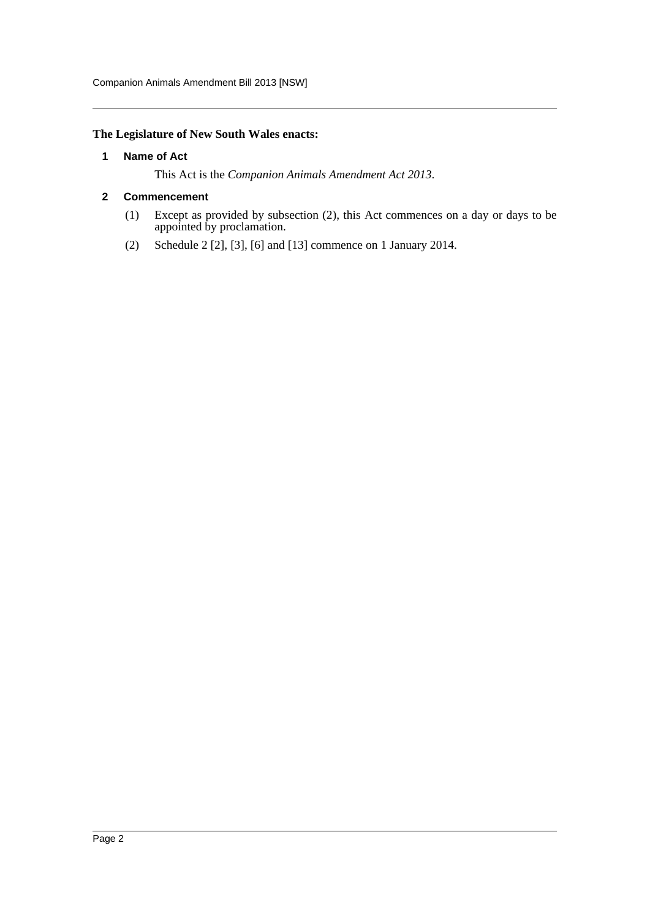**The Legislature of New South Wales enacts:**

## 1 Name of Act

This Act is the *Companion Animals Amendment Act 2013*.

## 2 Commencement

(1) Except as provided by subsection (2), this Act commences on a day or days to be appointed by proclamation.

(2) Schedule 2 [2], [3], [6] and [13] commence on 1 January 2014.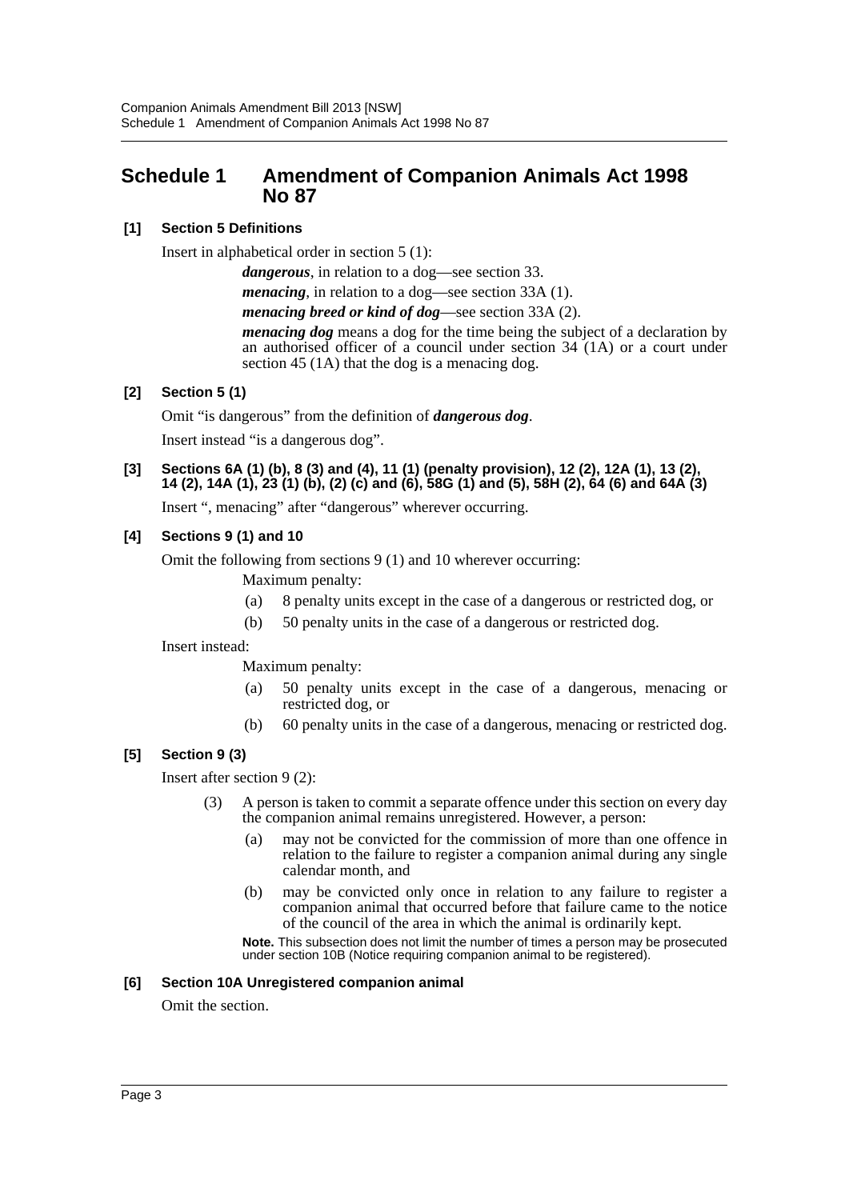# Schedule 1 Amendment of Companion Animals Act 1998 No 87

**[1] Section 5 Definitions**

Insert in alphabetical order in section 5 (1):

> ***dangerous***, in relation to a dog—see section 33.
>
> ***menacing***, in relation to a dog—see section 33A (1).
>
> ***menacing breed or kind of dog***—see section 33A (2).
>
> ***menacing dog*** means a dog for the time being the subject of a declaration by an authorised officer of a council under section 34 (1A) or a court under section 45 (1A) that the dog is a menacing dog.

**[2] Section 5 (1)**

Omit "is dangerous" from the definition of ***dangerous dog***.

Insert instead "is a dangerous dog".

**[3] Sections 6A (1) (b), 8 (3) and (4), 11 (1) (penalty provision), 12 (2), 12A (1), 13 (2), 14 (2), 14A (1), 23 (1) (b), (2) (c) and (6), 58G (1) and (5), 58H (2), 64 (6) and 64A (3)**

Insert ", menacing" after "dangerous" wherever occurring.

**[4] Sections 9 (1) and 10**

Omit the following from sections 9 (1) and 10 wherever occurring:

> Maximum penalty:
>
> (a) 8 penalty units except in the case of a dangerous or restricted dog, or
>
> (b) 50 penalty units in the case of a dangerous or restricted dog.

Insert instead:

> Maximum penalty:
>
> (a) 50 penalty units except in the case of a dangerous, menacing or restricted dog, or
>
> (b) 60 penalty units in the case of a dangerous, menacing or restricted dog.

**[5] Section 9 (3)**

Insert after section 9 (2):

> (3) A person is taken to commit a separate offence under this section on every day the companion animal remains unregistered. However, a person:
>
> (a) may not be convicted for the commission of more than one offence in relation to the failure to register a companion animal during any single calendar month, and
>
> (b) may be convicted only once in relation to any failure to register a companion animal that occurred before that failure came to the notice of the council of the area in which the animal is ordinarily kept.
>
> **Note.** This subsection does not limit the number of times a person may be prosecuted under section 10B (Notice requiring companion animal to be registered).

**[6] Section 10A Unregistered companion animal**

Omit the section.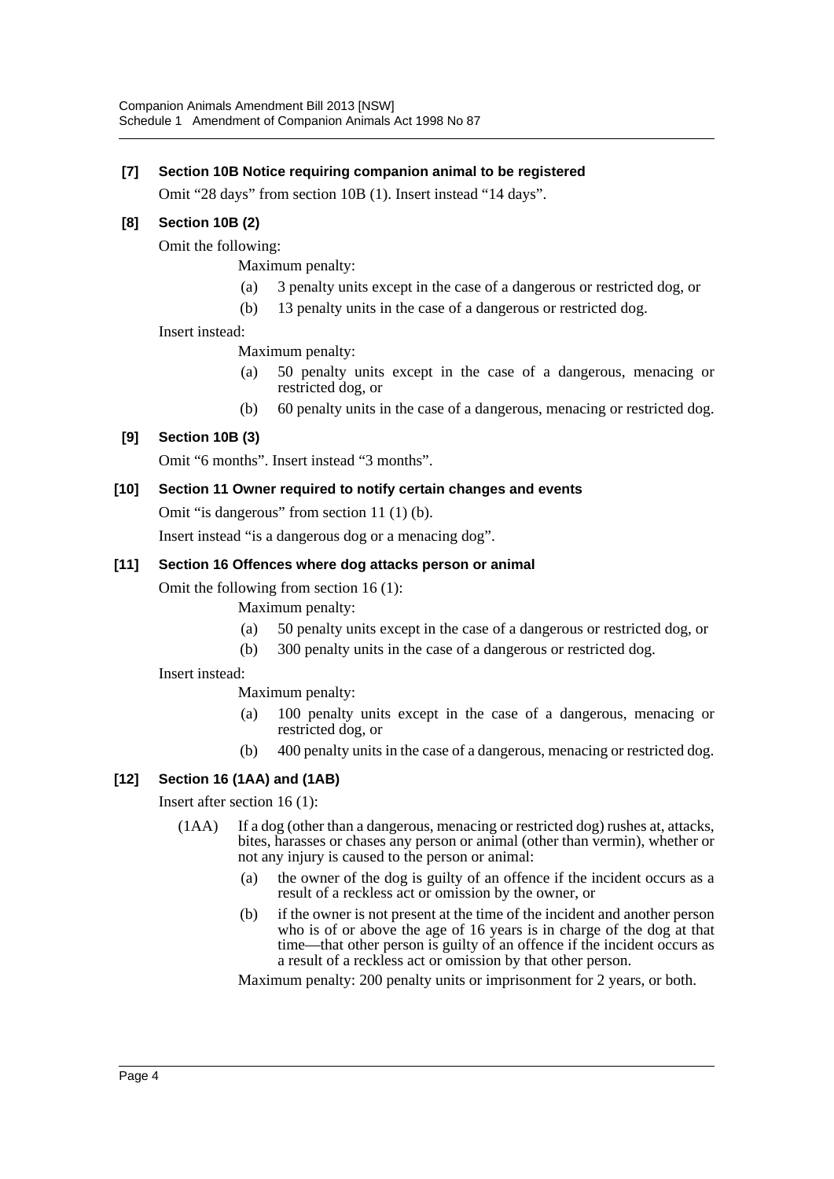**[7] Section 10B Notice requiring companion animal to be registered**

Omit "28 days" from section 10B (1). Insert instead "14 days".

**[8] Section 10B (2)**

Omit the following:

Maximum penalty:

(a) 3 penalty units except in the case of a dangerous or restricted dog, or

(b) 13 penalty units in the case of a dangerous or restricted dog.

Insert instead:

Maximum penalty:

(a) 50 penalty units except in the case of a dangerous, menacing or restricted dog, or

(b) 60 penalty units in the case of a dangerous, menacing or restricted dog.

**[9] Section 10B (3)**

Omit "6 months". Insert instead "3 months".

**[10] Section 11 Owner required to notify certain changes and events**

Omit "is dangerous" from section 11 (1) (b).

Insert instead "is a dangerous dog or a menacing dog".

**[11] Section 16 Offences where dog attacks person or animal**

Omit the following from section 16 (1):

Maximum penalty:

(a) 50 penalty units except in the case of a dangerous or restricted dog, or

(b) 300 penalty units in the case of a dangerous or restricted dog.

Insert instead:

Maximum penalty:

(a) 100 penalty units except in the case of a dangerous, menacing or restricted dog, or

(b) 400 penalty units in the case of a dangerous, menacing or restricted dog.

**[12] Section 16 (1AA) and (1AB)**

Insert after section 16 (1):

(1AA) If a dog (other than a dangerous, menacing or restricted dog) rushes at, attacks, bites, harasses or chases any person or animal (other than vermin), whether or not any injury is caused to the person or animal:

(a) the owner of the dog is guilty of an offence if the incident occurs as a result of a reckless act or omission by the owner, or

(b) if the owner is not present at the time of the incident and another person who is of or above the age of 16 years is in charge of the dog at that time—that other person is guilty of an offence if the incident occurs as a result of a reckless act or omission by that other person.

Maximum penalty: 200 penalty units or imprisonment for 2 years, or both.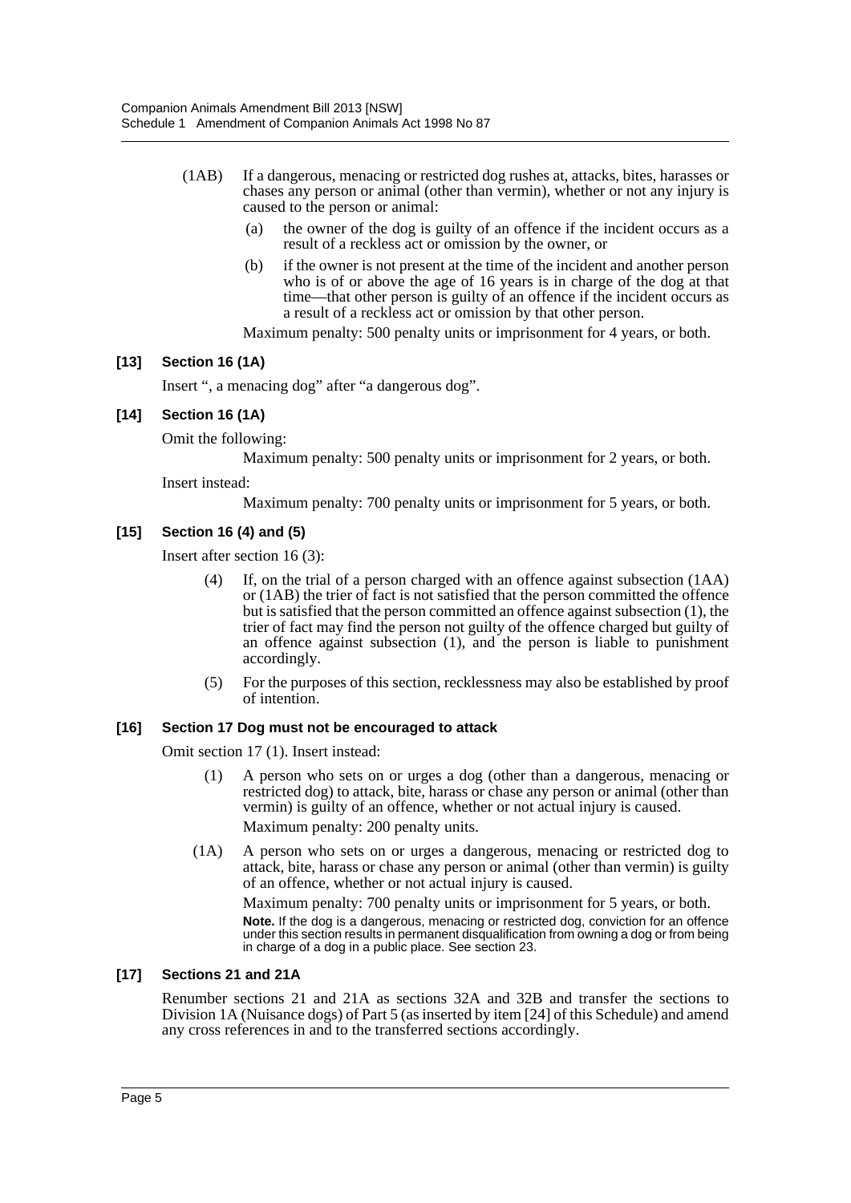(1AB) If a dangerous, menacing or restricted dog rushes at, attacks, bites, harasses or chases any person or animal (other than vermin), whether or not any injury is caused to the person or animal:

(a) the owner of the dog is guilty of an offence if the incident occurs as a result of a reckless act or omission by the owner, or

(b) if the owner is not present at the time of the incident and another person who is of or above the age of 16 years is in charge of the dog at that time—that other person is guilty of an offence if the incident occurs as a result of a reckless act or omission by that other person.

Maximum penalty: 500 penalty units or imprisonment for 4 years, or both.

**[13] Section 16 (1A)**

Insert ", a menacing dog" after "a dangerous dog".

**[14] Section 16 (1A)**

Omit the following:

Maximum penalty: 500 penalty units or imprisonment for 2 years, or both.

Insert instead:

Maximum penalty: 700 penalty units or imprisonment for 5 years, or both.

**[15] Section 16 (4) and (5)**

Insert after section 16 (3):

(4) If, on the trial of a person charged with an offence against subsection (1AA) or (1AB) the trier of fact is not satisfied that the person committed the offence but is satisfied that the person committed an offence against subsection (1), the trier of fact may find the person not guilty of the offence charged but guilty of an offence against subsection (1), and the person is liable to punishment accordingly.

(5) For the purposes of this section, recklessness may also be established by proof of intention.

**[16] Section 17 Dog must not be encouraged to attack**

Omit section 17 (1). Insert instead:

(1) A person who sets on or urges a dog (other than a dangerous, menacing or restricted dog) to attack, bite, harass or chase any person or animal (other than vermin) is guilty of an offence, whether or not actual injury is caused.

Maximum penalty: 200 penalty units.

(1A) A person who sets on or urges a dangerous, menacing or restricted dog to attack, bite, harass or chase any person or animal (other than vermin) is guilty of an offence, whether or not actual injury is caused.

Maximum penalty: 700 penalty units or imprisonment for 5 years, or both.

**Note.** If the dog is a dangerous, menacing or restricted dog, conviction for an offence under this section results in permanent disqualification from owning a dog or from being in charge of a dog in a public place. See section 23.

**[17] Sections 21 and 21A**

Renumber sections 21 and 21A as sections 32A and 32B and transfer the sections to Division 1A (Nuisance dogs) of Part 5 (as inserted by item [24] of this Schedule) and amend any cross references in and to the transferred sections accordingly.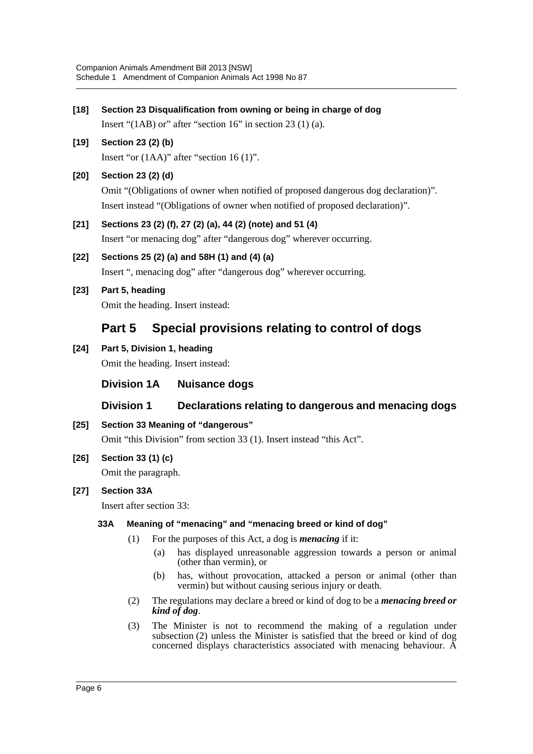**[18] Section 23 Disqualification from owning or being in charge of dog**

Insert "(1AB) or" after "section 16" in section 23 (1) (a).

**[19] Section 23 (2) (b)**

Insert "or (1AA)" after "section 16 (1)".

**[20] Section 23 (2) (d)**

Omit "(Obligations of owner when notified of proposed dangerous dog declaration)". Insert instead "(Obligations of owner when notified of proposed declaration)".

**[21] Sections 23 (2) (f), 27 (2) (a), 44 (2) (note) and 51 (4)**

Insert "or menacing dog" after "dangerous dog" wherever occurring.

**[22] Sections 25 (2) (a) and 58H (1) and (4) (a)**

Insert ", menacing dog" after "dangerous dog" wherever occurring.

**[23] Part 5, heading**

Omit the heading. Insert instead:

## Part 5 Special provisions relating to control of dogs

**[24] Part 5, Division 1, heading**

Omit the heading. Insert instead:

### Division 1A Nuisance dogs

### Division 1 Declarations relating to dangerous and menacing dogs

**[25] Section 33 Meaning of "dangerous"**

Omit "this Division" from section 33 (1). Insert instead "this Act".

**[26] Section 33 (1) (c)**

Omit the paragraph.

**[27] Section 33A**

Insert after section 33:

**33A Meaning of "menacing" and "menacing breed or kind of dog"**

(1) For the purposes of this Act, a dog is ***menacing*** if it:

(a) has displayed unreasonable aggression towards a person or animal (other than vermin), or

(b) has, without provocation, attacked a person or animal (other than vermin) but without causing serious injury or death.

(2) The regulations may declare a breed or kind of dog to be a ***menacing breed or kind of dog***.

(3) The Minister is not to recommend the making of a regulation under subsection (2) unless the Minister is satisfied that the breed or kind of dog concerned displays characteristics associated with menacing behaviour. A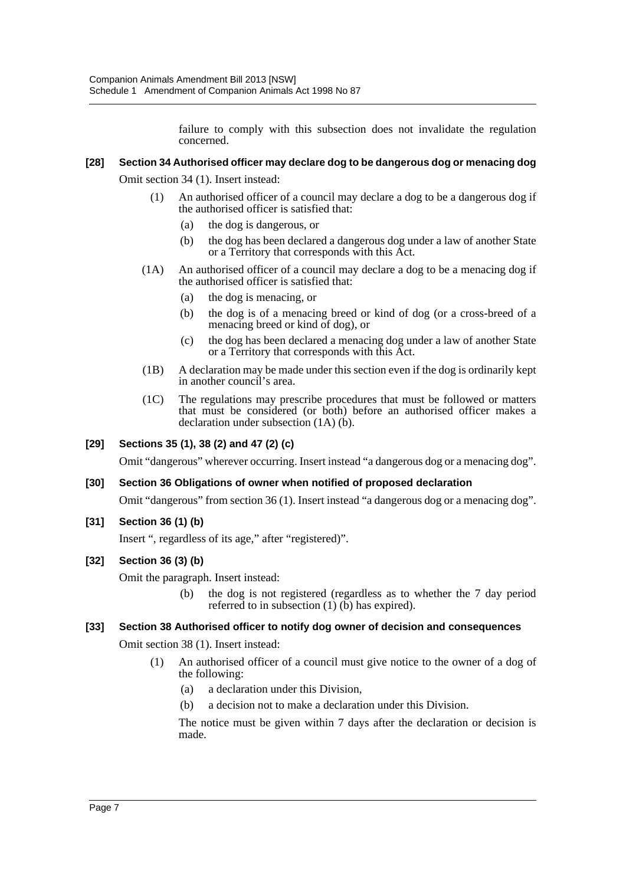failure to comply with this subsection does not invalidate the regulation concerned.

### [28] Section 34 Authorised officer may declare dog to be dangerous dog or menacing dog

Omit section 34 (1). Insert instead:

> (1) An authorised officer of a council may declare a dog to be a dangerous dog if the authorised officer is satisfied that:
>
> (a) the dog is dangerous, or
>
> (b) the dog has been declared a dangerous dog under a law of another State or a Territory that corresponds with this Act.
>
> (1A) An authorised officer of a council may declare a dog to be a menacing dog if the authorised officer is satisfied that:
>
> (a) the dog is menacing, or
>
> (b) the dog is of a menacing breed or kind of dog (or a cross-breed of a menacing breed or kind of dog), or
>
> (c) the dog has been declared a menacing dog under a law of another State or a Territory that corresponds with this Act.
>
> (1B) A declaration may be made under this section even if the dog is ordinarily kept in another council's area.
>
> (1C) The regulations may prescribe procedures that must be followed or matters that must be considered (or both) before an authorised officer makes a declaration under subsection (1A) (b).

### [29] Sections 35 (1), 38 (2) and 47 (2) (c)

Omit "dangerous" wherever occurring. Insert instead "a dangerous dog or a menacing dog".

### [30] Section 36 Obligations of owner when notified of proposed declaration

Omit "dangerous" from section 36 (1). Insert instead "a dangerous dog or a menacing dog".

### [31] Section 36 (1) (b)

Insert ", regardless of its age," after "registered)".

### [32] Section 36 (3) (b)

Omit the paragraph. Insert instead:

> (b) the dog is not registered (regardless as to whether the 7 day period referred to in subsection (1) (b) has expired).

### [33] Section 38 Authorised officer to notify dog owner of decision and consequences

Omit section 38 (1). Insert instead:

> (1) An authorised officer of a council must give notice to the owner of a dog of the following:
>
> (a) a declaration under this Division,
>
> (b) a decision not to make a declaration under this Division.
>
> The notice must be given within 7 days after the declaration or decision is made.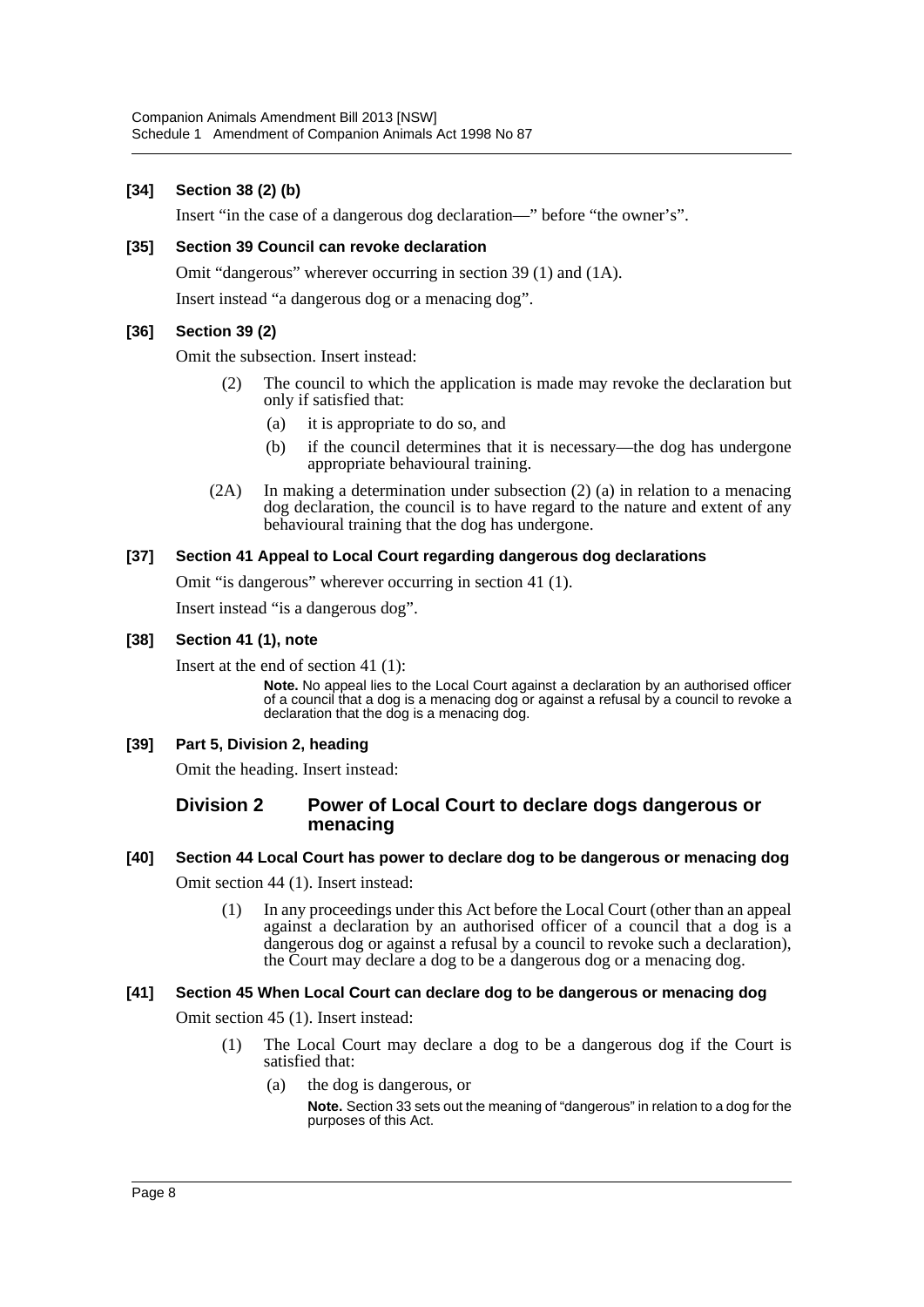**[34] Section 38 (2) (b)**

Insert "in the case of a dangerous dog declaration—" before "the owner's".

**[35] Section 39 Council can revoke declaration**

Omit "dangerous" wherever occurring in section 39 (1) and (1A).

Insert instead "a dangerous dog or a menacing dog".

**[36] Section 39 (2)**

Omit the subsection. Insert instead:

> (2) The council to which the application is made may revoke the declaration but only if satisfied that:
>
> (a) it is appropriate to do so, and
>
> (b) if the council determines that it is necessary—the dog has undergone appropriate behavioural training.
>
> (2A) In making a determination under subsection (2) (a) in relation to a menacing dog declaration, the council is to have regard to the nature and extent of any behavioural training that the dog has undergone.

**[37] Section 41 Appeal to Local Court regarding dangerous dog declarations**

Omit "is dangerous" wherever occurring in section 41 (1).

Insert instead "is a dangerous dog".

**[38] Section 41 (1), note**

Insert at the end of section 41 (1):

> **Note.** No appeal lies to the Local Court against a declaration by an authorised officer of a council that a dog is a menacing dog or against a refusal by a council to revoke a declaration that the dog is a menacing dog.

**[39] Part 5, Division 2, heading**

Omit the heading. Insert instead:

## Division 2 Power of Local Court to declare dogs dangerous or menacing

**[40] Section 44 Local Court has power to declare dog to be dangerous or menacing dog**

Omit section 44 (1). Insert instead:

> (1) In any proceedings under this Act before the Local Court (other than an appeal against a declaration by an authorised officer of a council that a dog is a dangerous dog or against a refusal by a council to revoke such a declaration), the Court may declare a dog to be a dangerous dog or a menacing dog.

**[41] Section 45 When Local Court can declare dog to be dangerous or menacing dog**

Omit section 45 (1). Insert instead:

> (1) The Local Court may declare a dog to be a dangerous dog if the Court is satisfied that:
>
> (a) the dog is dangerous, or
>
> **Note.** Section 33 sets out the meaning of "dangerous" in relation to a dog for the purposes of this Act.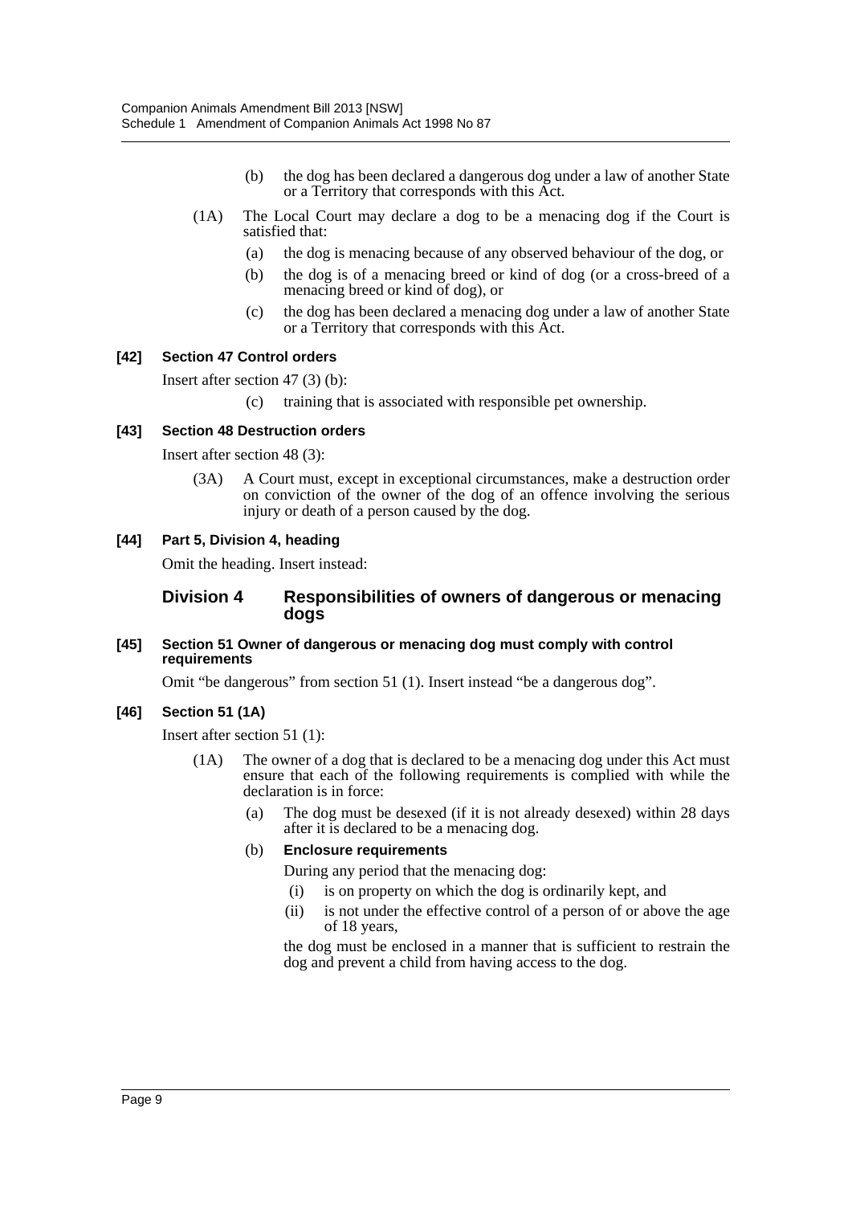(b) the dog has been declared a dangerous dog under a law of another State or a Territory that corresponds with this Act.

(1A) The Local Court may declare a dog to be a menacing dog if the Court is satisfied that:

(a) the dog is menacing because of any observed behaviour of the dog, or

(b) the dog is of a menacing breed or kind of dog (or a cross-breed of a menacing breed or kind of dog), or

(c) the dog has been declared a menacing dog under a law of another State or a Territory that corresponds with this Act.

### [42] Section 47 Control orders

Insert after section 47 (3) (b):

(c) training that is associated with responsible pet ownership.

### [43] Section 48 Destruction orders

Insert after section 48 (3):

(3A) A Court must, except in exceptional circumstances, make a destruction order on conviction of the owner of the dog of an offence involving the serious injury or death of a person caused by the dog.

### [44] Part 5, Division 4, heading

Omit the heading. Insert instead:

## Division 4 Responsibilities of owners of dangerous or menacing dogs

### [45] Section 51 Owner of dangerous or menacing dog must comply with control requirements

Omit "be dangerous" from section 51 (1). Insert instead "be a dangerous dog".

### [46] Section 51 (1A)

Insert after section 51 (1):

(1A) The owner of a dog that is declared to be a menacing dog under this Act must ensure that each of the following requirements is complied with while the declaration is in force:

(a) The dog must be desexed (if it is not already desexed) within 28 days after it is declared to be a menacing dog.

(b) **Enclosure requirements**

During any period that the menacing dog:

(i) is on property on which the dog is ordinarily kept, and

(ii) is not under the effective control of a person of or above the age of 18 years,

the dog must be enclosed in a manner that is sufficient to restrain the dog and prevent a child from having access to the dog.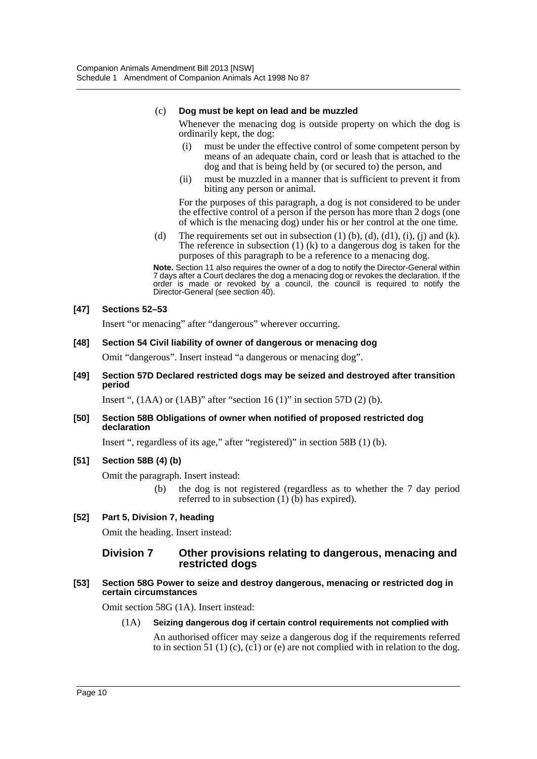(c) **Dog must be kept on lead and be muzzled**

Whenever the menacing dog is outside property on which the dog is ordinarily kept, the dog:

(i) must be under the effective control of some competent person by means of an adequate chain, cord or leash that is attached to the dog and that is being held by (or secured to) the person, and

(ii) must be muzzled in a manner that is sufficient to prevent it from biting any person or animal.

For the purposes of this paragraph, a dog is not considered to be under the effective control of a person if the person has more than 2 dogs (one of which is the menacing dog) under his or her control at the one time.

(d) The requirements set out in subsection (1) (b), (d), (d1), (i), (j) and (k). The reference in subsection (1) (k) to a dangerous dog is taken for the purposes of this paragraph to be a reference to a menacing dog.

**Note.** Section 11 also requires the owner of a dog to notify the Director-General within 7 days after a Court declares the dog a menacing dog or revokes the declaration. If the order is made or revoked by a council, the council is required to notify the Director-General (see section 40).

**[47] Sections 52–53**

Insert "or menacing" after "dangerous" wherever occurring.

**[48] Section 54 Civil liability of owner of dangerous or menacing dog**

Omit "dangerous". Insert instead "a dangerous or menacing dog".

**[49] Section 57D Declared restricted dogs may be seized and destroyed after transition period**

Insert ", (1AA) or (1AB)" after "section 16 (1)" in section 57D (2) (b).

**[50] Section 58B Obligations of owner when notified of proposed restricted dog declaration**

Insert ", regardless of its age," after "registered)" in section 58B (1) (b).

**[51] Section 58B (4) (b)**

Omit the paragraph. Insert instead:

(b) the dog is not registered (regardless as to whether the 7 day period referred to in subsection (1) (b) has expired).

**[52] Part 5, Division 7, heading**

Omit the heading. Insert instead:

## Division 7 Other provisions relating to dangerous, menacing and restricted dogs

**[53] Section 58G Power to seize and destroy dangerous, menacing or restricted dog in certain circumstances**

Omit section 58G (1A). Insert instead:

(1A) **Seizing dangerous dog if certain control requirements not complied with**

An authorised officer may seize a dangerous dog if the requirements referred to in section 51 (1) (c), (c1) or (e) are not complied with in relation to the dog.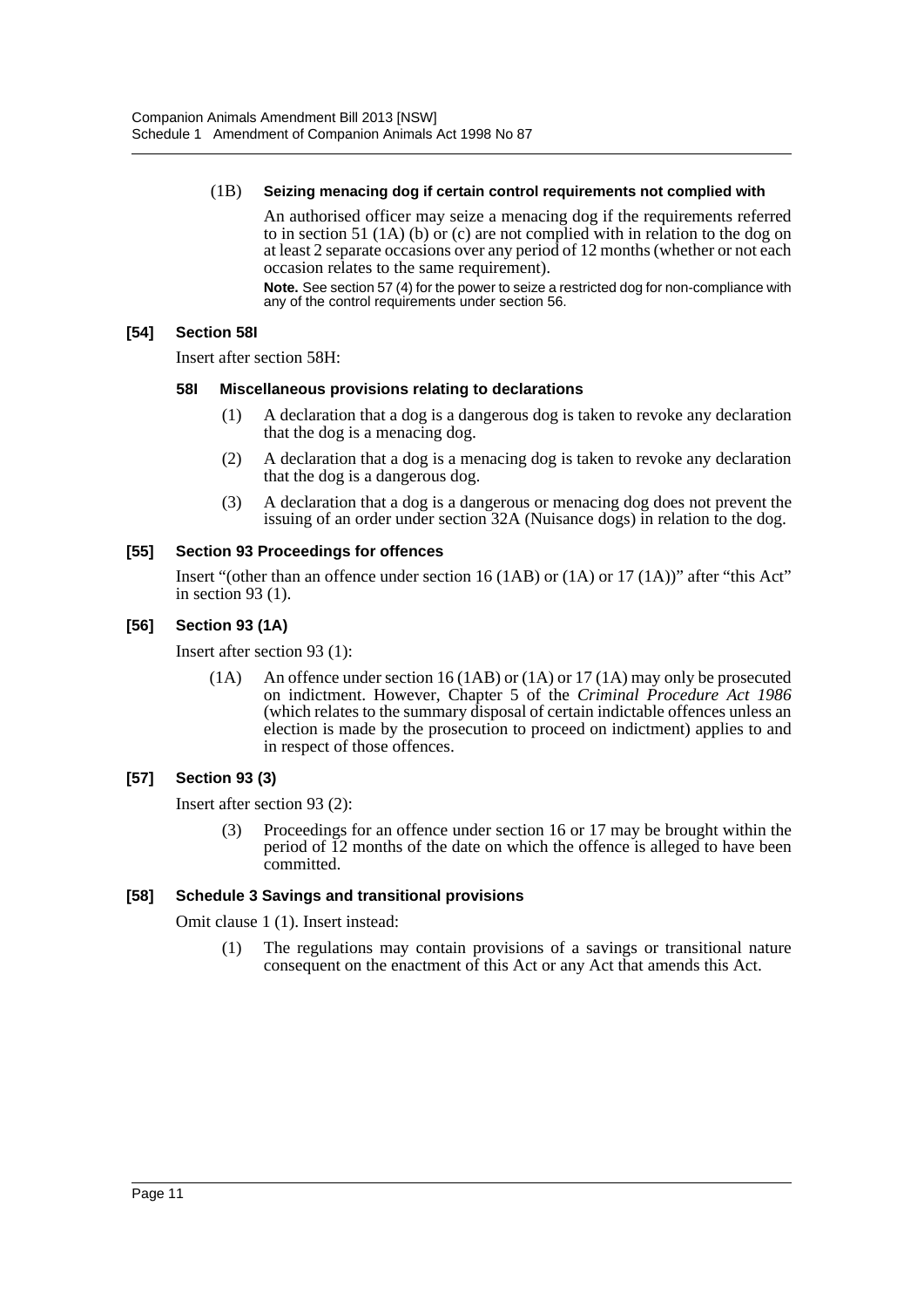(1B) **Seizing menacing dog if certain control requirements not complied with**

An authorised officer may seize a menacing dog if the requirements referred to in section 51 (1A) (b) or (c) are not complied with in relation to the dog on at least 2 separate occasions over any period of 12 months (whether or not each occasion relates to the same requirement).

**Note.** See section 57 (4) for the power to seize a restricted dog for non-compliance with any of the control requirements under section 56.

### [54] Section 58I

Insert after section 58H:

#### 58I Miscellaneous provisions relating to declarations

(1) A declaration that a dog is a dangerous dog is taken to revoke any declaration that the dog is a menacing dog.

(2) A declaration that a dog is a menacing dog is taken to revoke any declaration that the dog is a dangerous dog.

(3) A declaration that a dog is a dangerous or menacing dog does not prevent the issuing of an order under section 32A (Nuisance dogs) in relation to the dog.

### [55] Section 93 Proceedings for offences

Insert "(other than an offence under section 16 (1AB) or (1A) or 17 (1A))" after "this Act" in section 93 (1).

### [56] Section 93 (1A)

Insert after section 93 (1):

(1A) An offence under section 16 (1AB) or (1A) or 17 (1A) may only be prosecuted on indictment. However, Chapter 5 of the *Criminal Procedure Act 1986* (which relates to the summary disposal of certain indictable offences unless an election is made by the prosecution to proceed on indictment) applies to and in respect of those offences.

### [57] Section 93 (3)

Insert after section 93 (2):

(3) Proceedings for an offence under section 16 or 17 may be brought within the period of 12 months of the date on which the offence is alleged to have been committed.

### [58] Schedule 3 Savings and transitional provisions

Omit clause 1 (1). Insert instead:

(1) The regulations may contain provisions of a savings or transitional nature consequent on the enactment of this Act or any Act that amends this Act.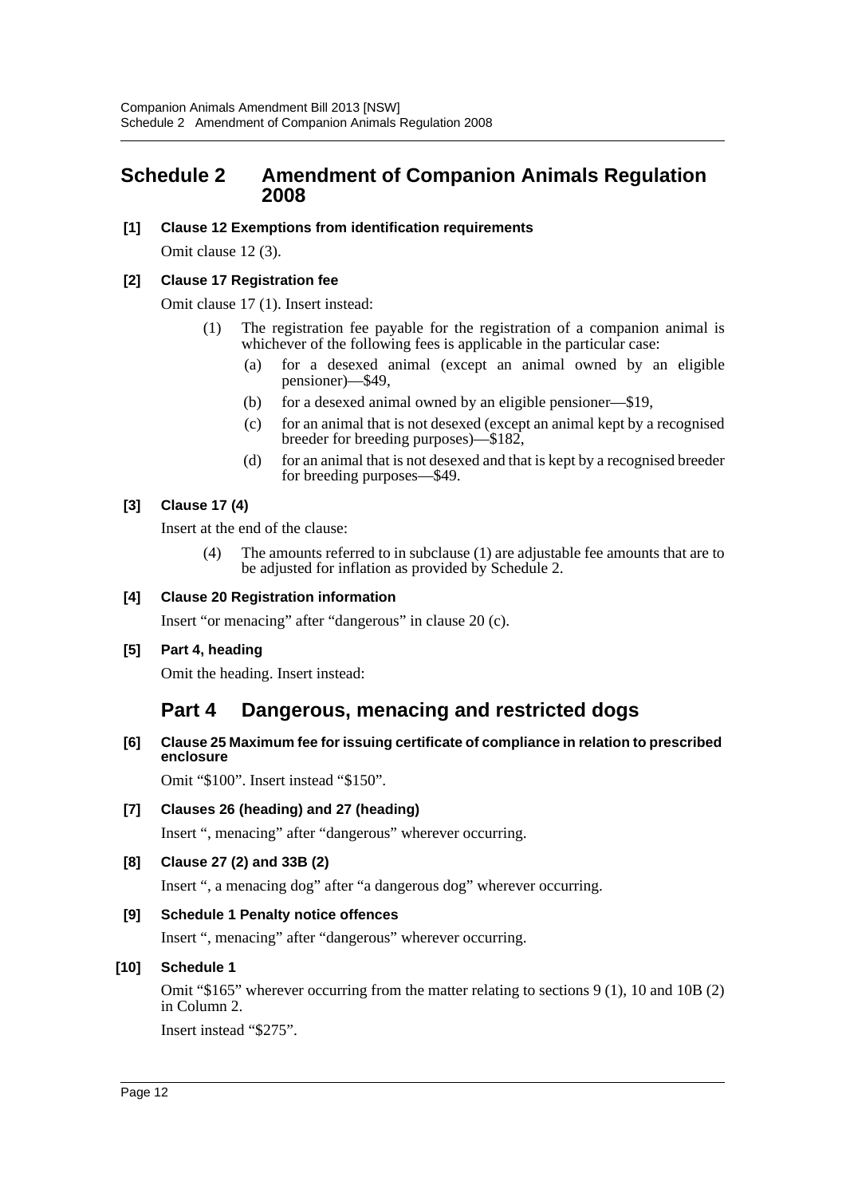# Schedule 2 Amendment of Companion Animals Regulation 2008

### [1] Clause 12 Exemptions from identification requirements

Omit clause 12 (3).

### [2] Clause 17 Registration fee

Omit clause 17 (1). Insert instead:

> (1) The registration fee payable for the registration of a companion animal is whichever of the following fees is applicable in the particular case:
>
> (a) for a desexed animal (except an animal owned by an eligible pensioner)—$49,
>
> (b) for a desexed animal owned by an eligible pensioner—$19,
>
> (c) for an animal that is not desexed (except an animal kept by a recognised breeder for breeding purposes)—$182,
>
> (d) for an animal that is not desexed and that is kept by a recognised breeder for breeding purposes—$49.

### [3] Clause 17 (4)

Insert at the end of the clause:

> (4) The amounts referred to in subclause (1) are adjustable fee amounts that are to be adjusted for inflation as provided by Schedule 2.

### [4] Clause 20 Registration information

Insert "or menacing" after "dangerous" in clause 20 (c).

### [5] Part 4, heading

Omit the heading. Insert instead:

## Part 4 Dangerous, menacing and restricted dogs

### [6] Clause 25 Maximum fee for issuing certificate of compliance in relation to prescribed enclosure

Omit "$100". Insert instead "$150".

### [7] Clauses 26 (heading) and 27 (heading)

Insert ", menacing" after "dangerous" wherever occurring.

### [8] Clause 27 (2) and 33B (2)

Insert ", a menacing dog" after "a dangerous dog" wherever occurring.

### [9] Schedule 1 Penalty notice offences

Insert ", menacing" after "dangerous" wherever occurring.

### [10] Schedule 1

Omit "$165" wherever occurring from the matter relating to sections 9 (1), 10 and 10B (2) in Column 2.

Insert instead "$275".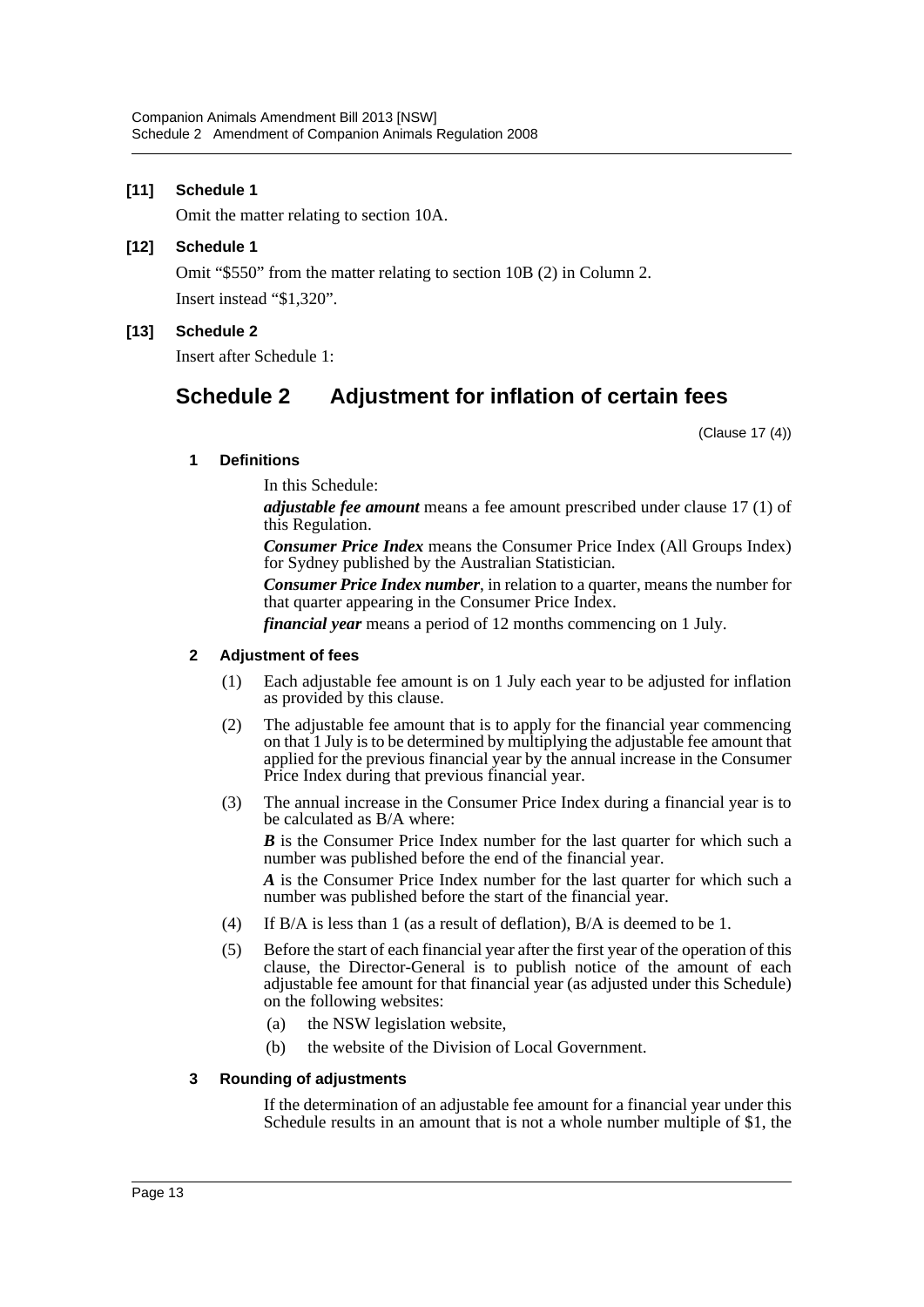**[11] Schedule 1**

Omit the matter relating to section 10A.

**[12] Schedule 1**

Omit "$550" from the matter relating to section 10B (2) in Column 2.

Insert instead "$1,320".

**[13] Schedule 2**

Insert after Schedule 1:

## Schedule 2 Adjustment for inflation of certain fees

(Clause 17 (4))

### 1 Definitions

In this Schedule:

***adjustable fee amount*** means a fee amount prescribed under clause 17 (1) of this Regulation.

***Consumer Price Index*** means the Consumer Price Index (All Groups Index) for Sydney published by the Australian Statistician.

***Consumer Price Index number***, in relation to a quarter, means the number for that quarter appearing in the Consumer Price Index.

***financial year*** means a period of 12 months commencing on 1 July.

### 2 Adjustment of fees

(1) Each adjustable fee amount is on 1 July each year to be adjusted for inflation as provided by this clause.

(2) The adjustable fee amount that is to apply for the financial year commencing on that 1 July is to be determined by multiplying the adjustable fee amount that applied for the previous financial year by the annual increase in the Consumer Price Index during that previous financial year.

(3) The annual increase in the Consumer Price Index during a financial year is to be calculated as B/A where:

***B*** is the Consumer Price Index number for the last quarter for which such a number was published before the end of the financial year.

***A*** is the Consumer Price Index number for the last quarter for which such a number was published before the start of the financial year.

(4) If B/A is less than 1 (as a result of deflation), B/A is deemed to be 1.

(5) Before the start of each financial year after the first year of the operation of this clause, the Director-General is to publish notice of the amount of each adjustable fee amount for that financial year (as adjusted under this Schedule) on the following websites:

(a) the NSW legislation website,

(b) the website of the Division of Local Government.

### 3 Rounding of adjustments

If the determination of an adjustable fee amount for a financial year under this Schedule results in an amount that is not a whole number multiple of $1, the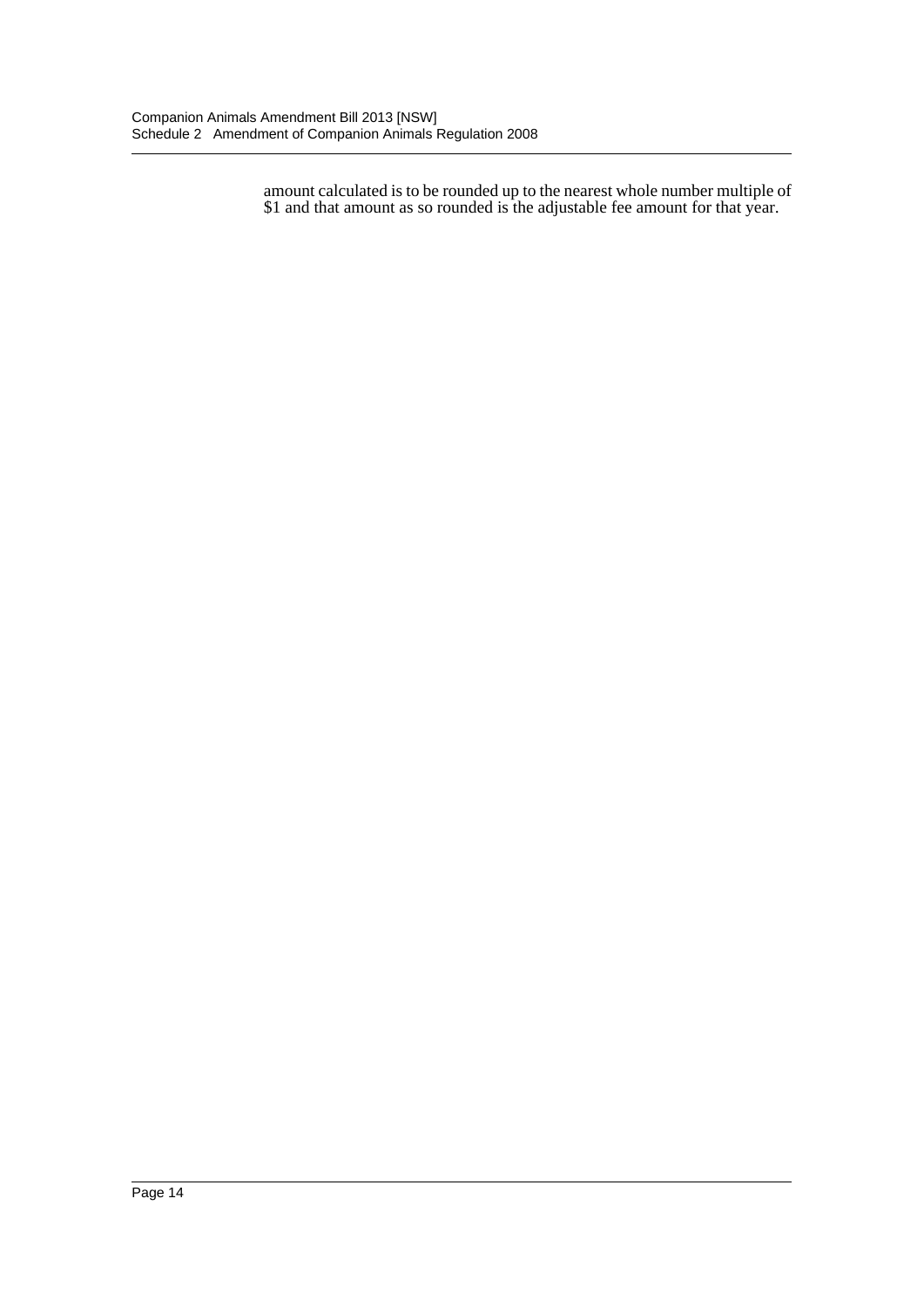amount calculated is to be rounded up to the nearest whole number multiple of $1 and that amount as so rounded is the adjustable fee amount for that year.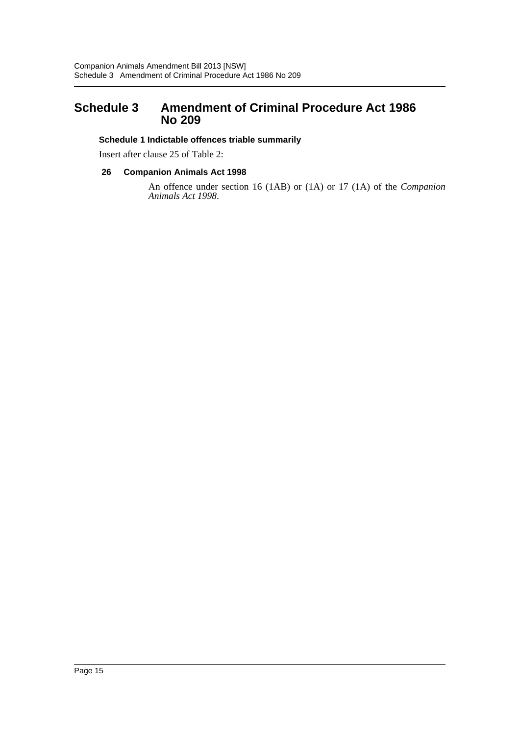# Schedule 3 Amendment of Criminal Procedure Act 1986 No 209

**Schedule 1 Indictable offences triable summarily**

Insert after clause 25 of Table 2:

**26 Companion Animals Act 1998**

An offence under section 16 (1AB) or (1A) or 17 (1A) of the *Companion Animals Act 1998*.